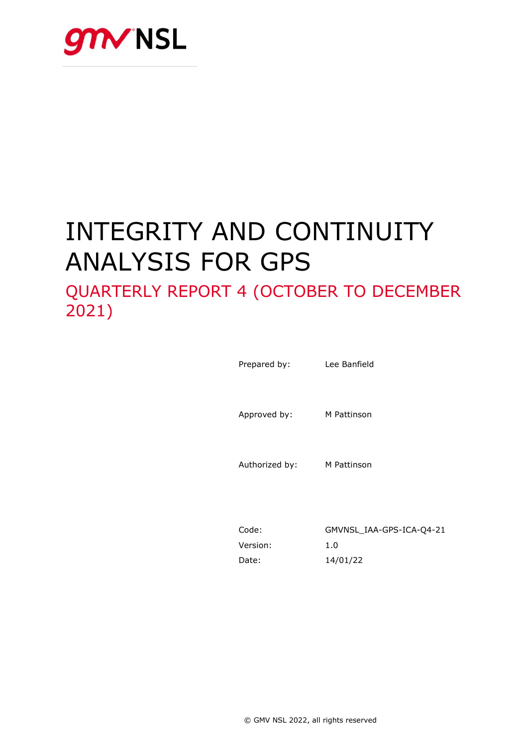gmv NSL

# INTEGRITY AND CONTINUITY ANALYSIS FOR GPS

## QUARTERLY REPORT 4 (OCTOBER TO DECEMBER 2021)

Prepared by: Lee Banfield

Approved by: M Pattinson

Authorized by: M Pattinson

Code: GMVNSL_IAA-GPS-ICA-Q4-21
Version: 1.0
Date: 14/01/22

© GMV NSL 2022, all rights reserved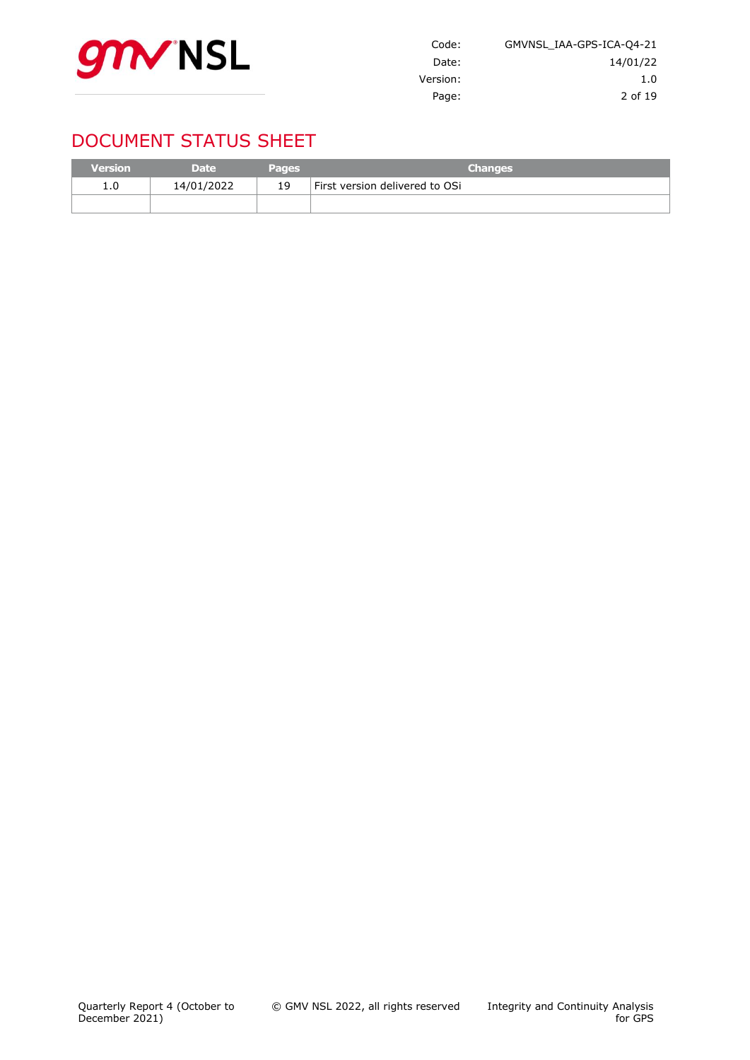# DOCUMENT STATUS SHEET

| Version | Date | Pages | Changes |
|---|---|---|---|
| 1.0 | 14/01/2022 | 19 | First version delivered to OSi |
| | | | |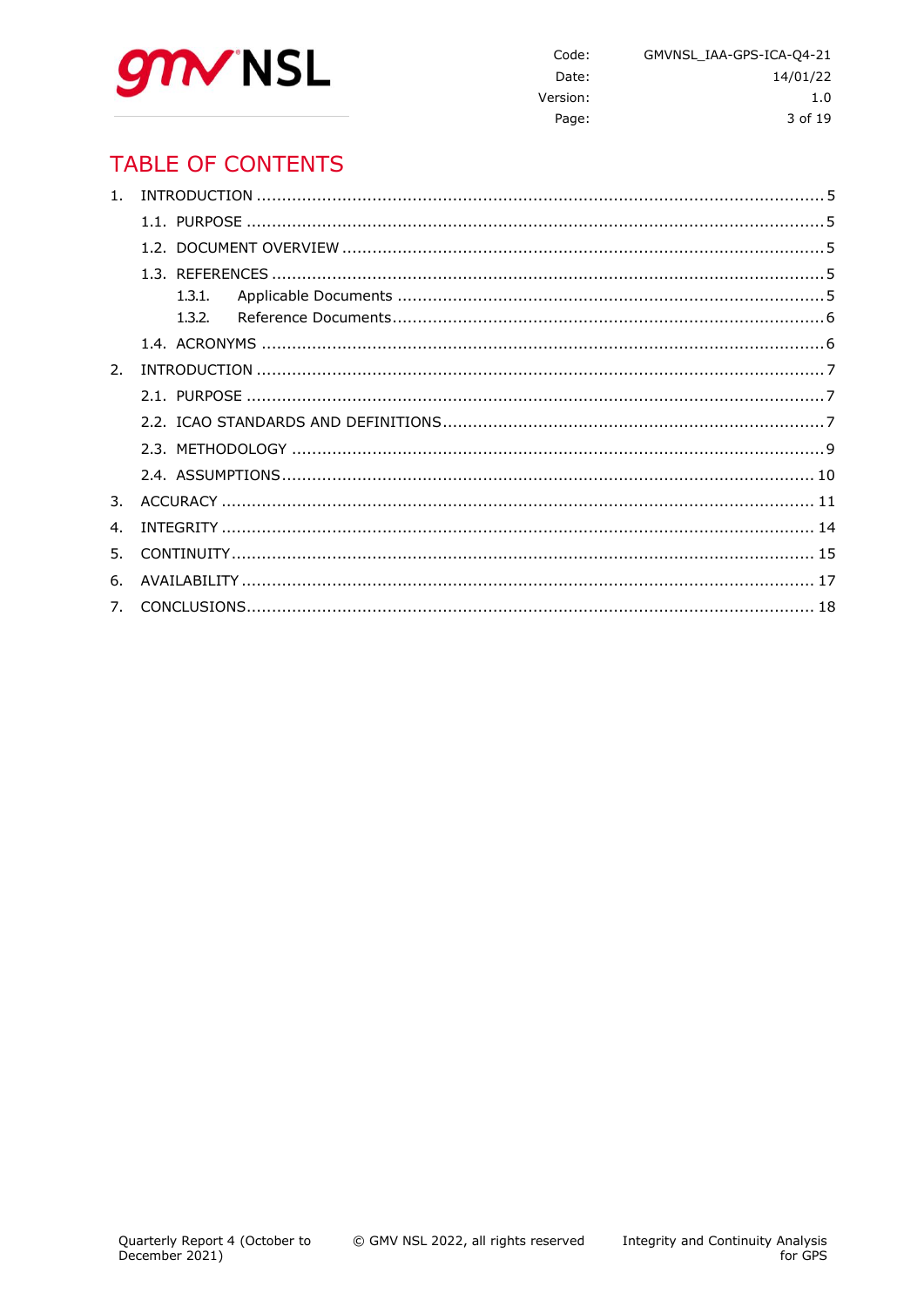# TABLE OF CONTENTS

1. INTRODUCTION ..... 5
   - 1.1. PURPOSE ..... 5
   - 1.2. DOCUMENT OVERVIEW ..... 5
   - 1.3. REFERENCES ..... 5
     - 1.3.1. Applicable Documents ..... 5
     - 1.3.2. Reference Documents ..... 6
   - 1.4. ACRONYMS ..... 6
2. INTRODUCTION ..... 7
   - 2.1. PURPOSE ..... 7
   - 2.2. ICAO STANDARDS AND DEFINITIONS ..... 7
   - 2.3. METHODOLOGY ..... 9
   - 2.4. ASSUMPTIONS ..... 10
3. ACCURACY ..... 11
4. INTEGRITY ..... 14
5. CONTINUITY ..... 15
6. AVAILABILITY ..... 17
7. CONCLUSIONS ..... 18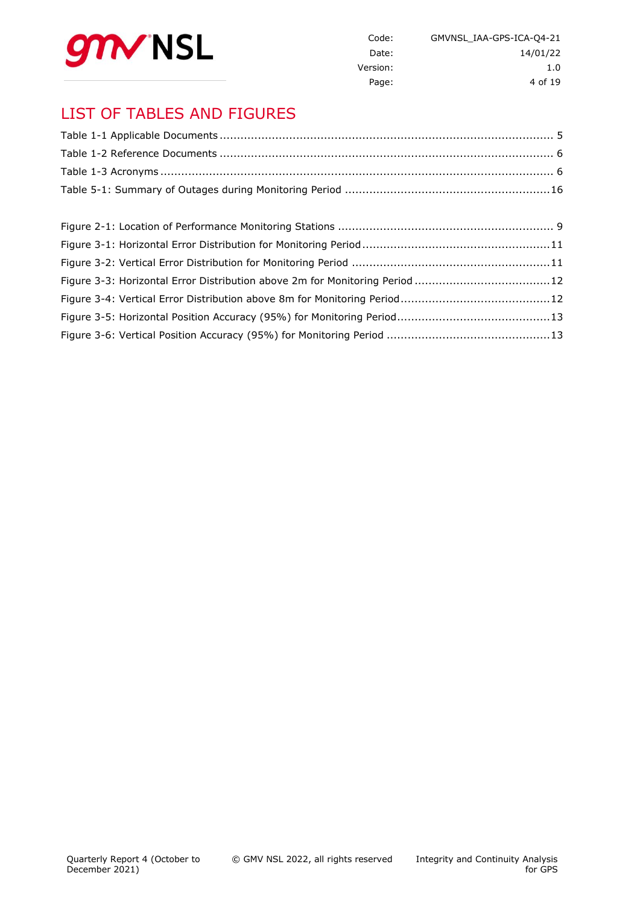# LIST OF TABLES AND FIGURES

Table 1-1 Applicable Documents ........................................................................................ 5

Table 1-2 Reference Documents ........................................................................................ 6

Table 1-3 Acronyms ........................................................................................................ 6

Table 5-1: Summary of Outages during Monitoring Period ...................................................... 16

Figure 2-1: Location of Performance Monitoring Stations ........................................................ 9

Figure 3-1: Horizontal Error Distribution for Monitoring Period ................................................ 11

Figure 3-2: Vertical Error Distribution for Monitoring Period ................................................... 11

Figure 3-3: Horizontal Error Distribution above 2m for Monitoring Period ................................. 12

Figure 3-4: Vertical Error Distribution above 8m for Monitoring Period ..................................... 12

Figure 3-5: Horizontal Position Accuracy (95%) for Monitoring Period ...................................... 13

Figure 3-6: Vertical Position Accuracy (95%) for Monitoring Period ......................................... 13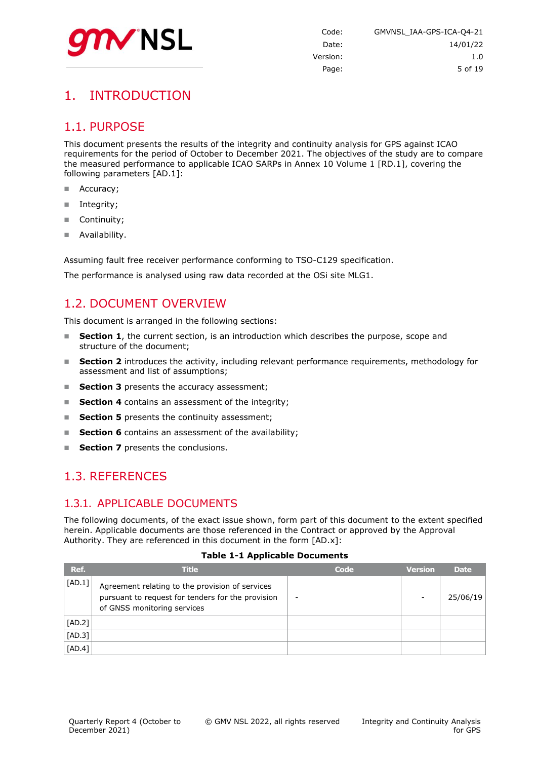# 1. INTRODUCTION

## 1.1. PURPOSE

This document presents the results of the integrity and continuity analysis for GPS against ICAO requirements for the period of October to December 2021. The objectives of the study are to compare the measured performance to applicable ICAO SARPs in Annex 10 Volume 1 [RD.1], covering the following parameters [AD.1]:

- Accuracy;
- Integrity;
- Continuity;
- Availability.

Assuming fault free receiver performance conforming to TSO-C129 specification.

The performance is analysed using raw data recorded at the OSi site MLG1.

## 1.2. DOCUMENT OVERVIEW

This document is arranged in the following sections:

- **Section 1**, the current section, is an introduction which describes the purpose, scope and structure of the document;
- **Section 2** introduces the activity, including relevant performance requirements, methodology for assessment and list of assumptions;
- **Section 3** presents the accuracy assessment;
- **Section 4** contains an assessment of the integrity;
- **Section 5** presents the continuity assessment;
- **Section 6** contains an assessment of the availability;
- **Section 7** presents the conclusions.

## 1.3. REFERENCES

### 1.3.1. APPLICABLE DOCUMENTS

The following documents, of the exact issue shown, form part of this document to the extent specified herein. Applicable documents are those referenced in the Contract or approved by the Approval Authority. They are referenced in this document in the form [AD.x]:

**Table 1-1 Applicable Documents**

| Ref. | Title | Code | Version | Date |
|---|---|---|---|---|
| [AD.1] | Agreement relating to the provision of services pursuant to request for tenders for the provision of GNSS monitoring services | - | - | 25/06/19 |
| [AD.2] | | | | |
| [AD.3] | | | | |
| [AD.4] | | | | |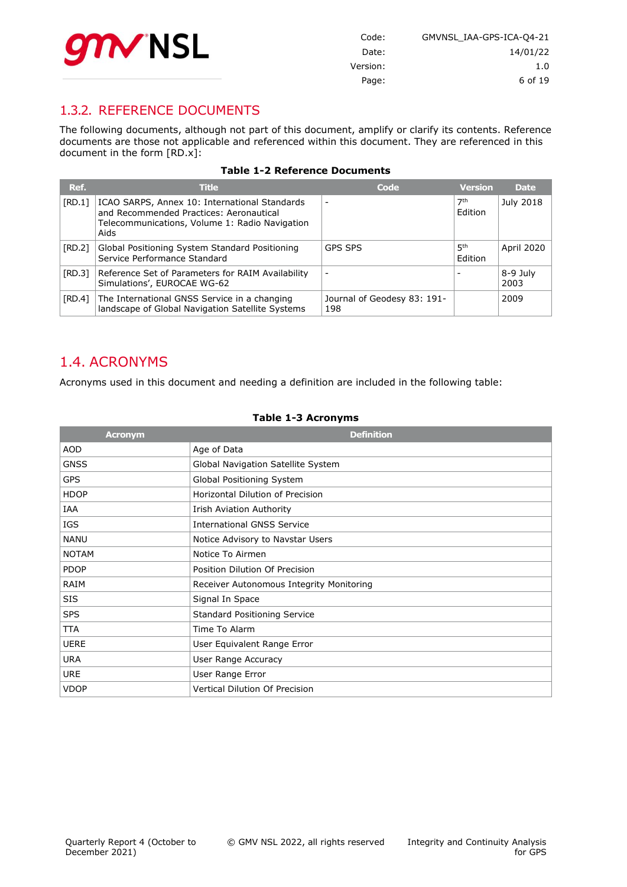### 1.3.2. REFERENCE DOCUMENTS

The following documents, although not part of this document, amplify or clarify its contents. Reference documents are those not applicable and referenced within this document. They are referenced in this document in the form [RD.x]:

**Table 1-2 Reference Documents**

| Ref. | Title | Code | Version | Date |
|---|---|---|---|---|
| [RD.1] | ICAO SARPS, Annex 10: International Standards and Recommended Practices: Aeronautical Telecommunications, Volume 1: Radio Navigation Aids | - | 7th Edition | July 2018 |
| [RD.2] | Global Positioning System Standard Positioning Service Performance Standard | GPS SPS | 5th Edition | April 2020 |
| [RD.3] | Reference Set of Parameters for RAIM Availability Simulations', EUROCAE WG-62 | - | - | 8-9 July 2003 |
| [RD.4] | The International GNSS Service in a changing landscape of Global Navigation Satellite Systems | Journal of Geodesy 83: 191-198 | | 2009 |

## 1.4. ACRONYMS

Acronyms used in this document and needing a definition are included in the following table:

**Table 1-3 Acronyms**

| Acronym | Definition |
|---|---|
| AOD | Age of Data |
| GNSS | Global Navigation Satellite System |
| GPS | Global Positioning System |
| HDOP | Horizontal Dilution of Precision |
| IAA | Irish Aviation Authority |
| IGS | International GNSS Service |
| NANU | Notice Advisory to Navstar Users |
| NOTAM | Notice To Airmen |
| PDOP | Position Dilution Of Precision |
| RAIM | Receiver Autonomous Integrity Monitoring |
| SIS | Signal In Space |
| SPS | Standard Positioning Service |
| TTA | Time To Alarm |
| UERE | User Equivalent Range Error |
| URA | User Range Accuracy |
| URE | User Range Error |
| VDOP | Vertical Dilution Of Precision |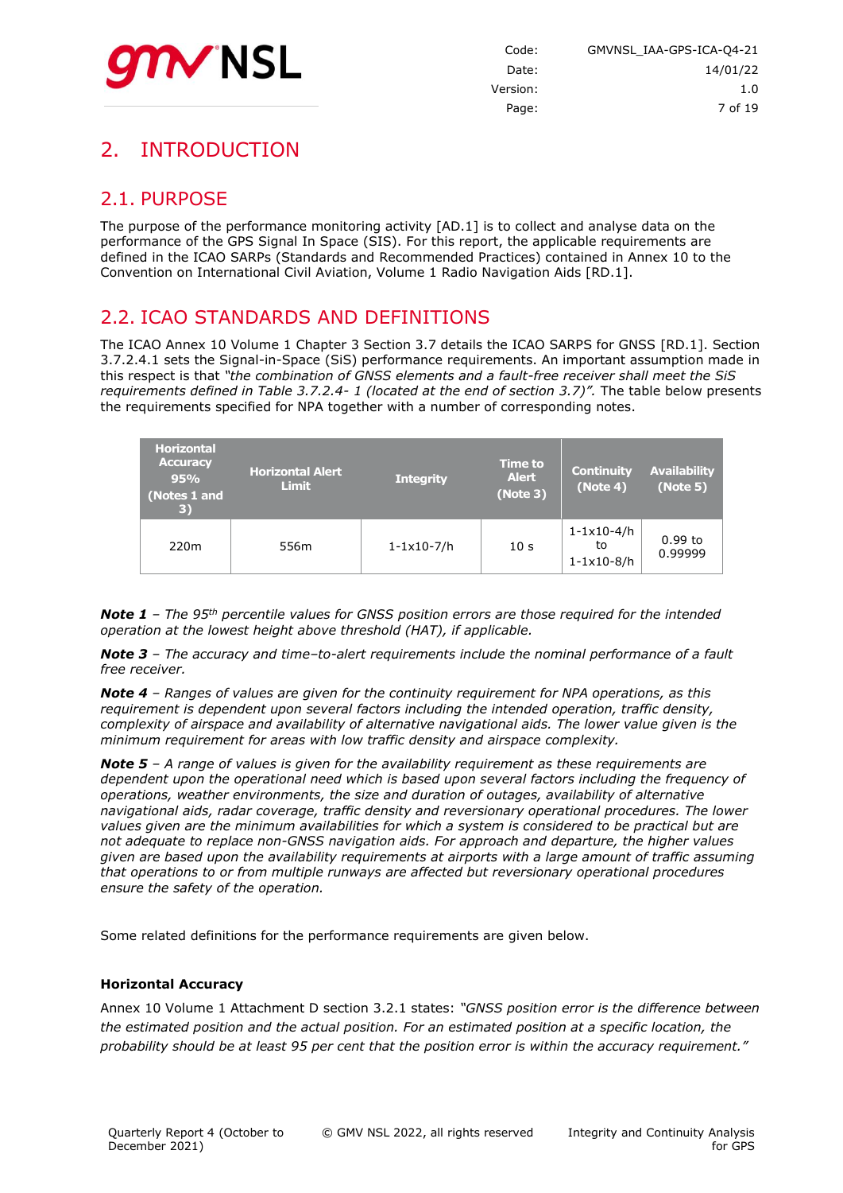# 2. INTRODUCTION

## 2.1. PURPOSE

The purpose of the performance monitoring activity [AD.1] is to collect and analyse data on the performance of the GPS Signal In Space (SIS). For this report, the applicable requirements are defined in the ICAO SARPs (Standards and Recommended Practices) contained in Annex 10 to the Convention on International Civil Aviation, Volume 1 Radio Navigation Aids [RD.1].

## 2.2. ICAO STANDARDS AND DEFINITIONS

The ICAO Annex 10 Volume 1 Chapter 3 Section 3.7 details the ICAO SARPS for GNSS [RD.1]. Section 3.7.2.4.1 sets the Signal-in-Space (SiS) performance requirements. An important assumption made in this respect is that *"the combination of GNSS elements and a fault-free receiver shall meet the SiS requirements defined in Table 3.7.2.4- 1 (located at the end of section 3.7)".* The table below presents the requirements specified for NPA together with a number of corresponding notes.

| Horizontal Accuracy 95% (Notes 1 and 3) | Horizontal Alert Limit | Integrity | Time to Alert (Note 3) | Continuity (Note 4) | Availability (Note 5) |
|---|---|---|---|---|---|
| 220m | 556m | 1-1x10-7/h | 10 s | 1-1x10-4/h to 1-1x10-8/h | 0.99 to 0.99999 |

***Note 1*** *– The 95th percentile values for GNSS position errors are those required for the intended operation at the lowest height above threshold (HAT), if applicable.*

***Note 3*** *– The accuracy and time–to-alert requirements include the nominal performance of a fault free receiver.*

***Note 4*** *– Ranges of values are given for the continuity requirement for NPA operations, as this requirement is dependent upon several factors including the intended operation, traffic density, complexity of airspace and availability of alternative navigational aids. The lower value given is the minimum requirement for areas with low traffic density and airspace complexity.*

***Note 5*** *– A range of values is given for the availability requirement as these requirements are dependent upon the operational need which is based upon several factors including the frequency of operations, weather environments, the size and duration of outages, availability of alternative navigational aids, radar coverage, traffic density and reversionary operational procedures. The lower values given are the minimum availabilities for which a system is considered to be practical but are not adequate to replace non-GNSS navigation aids. For approach and departure, the higher values given are based upon the availability requirements at airports with a large amount of traffic assuming that operations to or from multiple runways are affected but reversionary operational procedures ensure the safety of the operation.*

Some related definitions for the performance requirements are given below.

**Horizontal Accuracy**

Annex 10 Volume 1 Attachment D section 3.2.1 states: *"GNSS position error is the difference between the estimated position and the actual position. For an estimated position at a specific location, the probability should be at least 95 per cent that the position error is within the accuracy requirement."*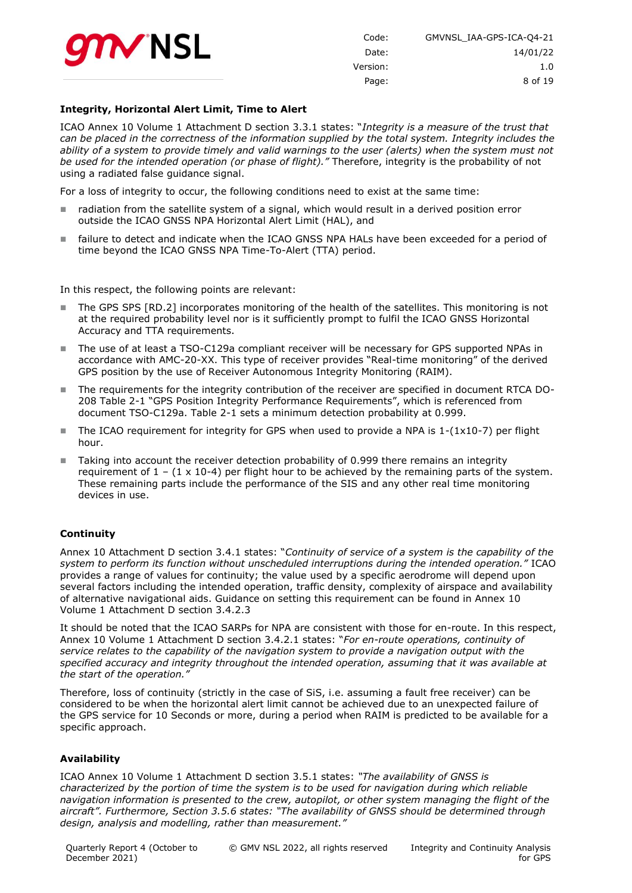**Integrity, Horizontal Alert Limit, Time to Alert**

ICAO Annex 10 Volume 1 Attachment D section 3.3.1 states: "*Integrity is a measure of the trust that can be placed in the correctness of the information supplied by the total system. Integrity includes the ability of a system to provide timely and valid warnings to the user (alerts) when the system must not be used for the intended operation (or phase of flight).*" Therefore, integrity is the probability of not using a radiated false guidance signal.

For a loss of integrity to occur, the following conditions need to exist at the same time:

- radiation from the satellite system of a signal, which would result in a derived position error outside the ICAO GNSS NPA Horizontal Alert Limit (HAL), and
- failure to detect and indicate when the ICAO GNSS NPA HALs have been exceeded for a period of time beyond the ICAO GNSS NPA Time-To-Alert (TTA) period.

In this respect, the following points are relevant:

- The GPS SPS [RD.2] incorporates monitoring of the health of the satellites. This monitoring is not at the required probability level nor is it sufficiently prompt to fulfil the ICAO GNSS Horizontal Accuracy and TTA requirements.
- The use of at least a TSO-C129a compliant receiver will be necessary for GPS supported NPAs in accordance with AMC-20-XX. This type of receiver provides "Real-time monitoring" of the derived GPS position by the use of Receiver Autonomous Integrity Monitoring (RAIM).
- The requirements for the integrity contribution of the receiver are specified in document RTCA DO-208 Table 2-1 "GPS Position Integrity Performance Requirements", which is referenced from document TSO-C129a. Table 2-1 sets a minimum detection probability at 0.999.
- The ICAO requirement for integrity for GPS when used to provide a NPA is 1-(1x10-7) per flight hour.
- Taking into account the receiver detection probability of 0.999 there remains an integrity requirement of 1 – (1 x 10-4) per flight hour to be achieved by the remaining parts of the system. These remaining parts include the performance of the SIS and any other real time monitoring devices in use.

**Continuity**

Annex 10 Attachment D section 3.4.1 states: "*Continuity of service of a system is the capability of the system to perform its function without unscheduled interruptions during the intended operation.*" ICAO provides a range of values for continuity; the value used by a specific aerodrome will depend upon several factors including the intended operation, traffic density, complexity of airspace and availability of alternative navigational aids. Guidance on setting this requirement can be found in Annex 10 Volume 1 Attachment D section 3.4.2.3

It should be noted that the ICAO SARPs for NPA are consistent with those for en-route. In this respect, Annex 10 Volume 1 Attachment D section 3.4.2.1 states: "*For en-route operations, continuity of service relates to the capability of the navigation system to provide a navigation output with the specified accuracy and integrity throughout the intended operation, assuming that it was available at the start of the operation.*"

Therefore, loss of continuity (strictly in the case of SiS, i.e. assuming a fault free receiver) can be considered to be when the horizontal alert limit cannot be achieved due to an unexpected failure of the GPS service for 10 Seconds or more, during a period when RAIM is predicted to be available for a specific approach.

**Availability**

ICAO Annex 10 Volume 1 Attachment D section 3.5.1 states: *"The availability of GNSS is characterized by the portion of time the system is to be used for navigation during which reliable navigation information is presented to the crew, autopilot, or other system managing the flight of the aircraft". Furthermore, Section 3.5.6 states: "The availability of GNSS should be determined through design, analysis and modelling, rather than measurement."*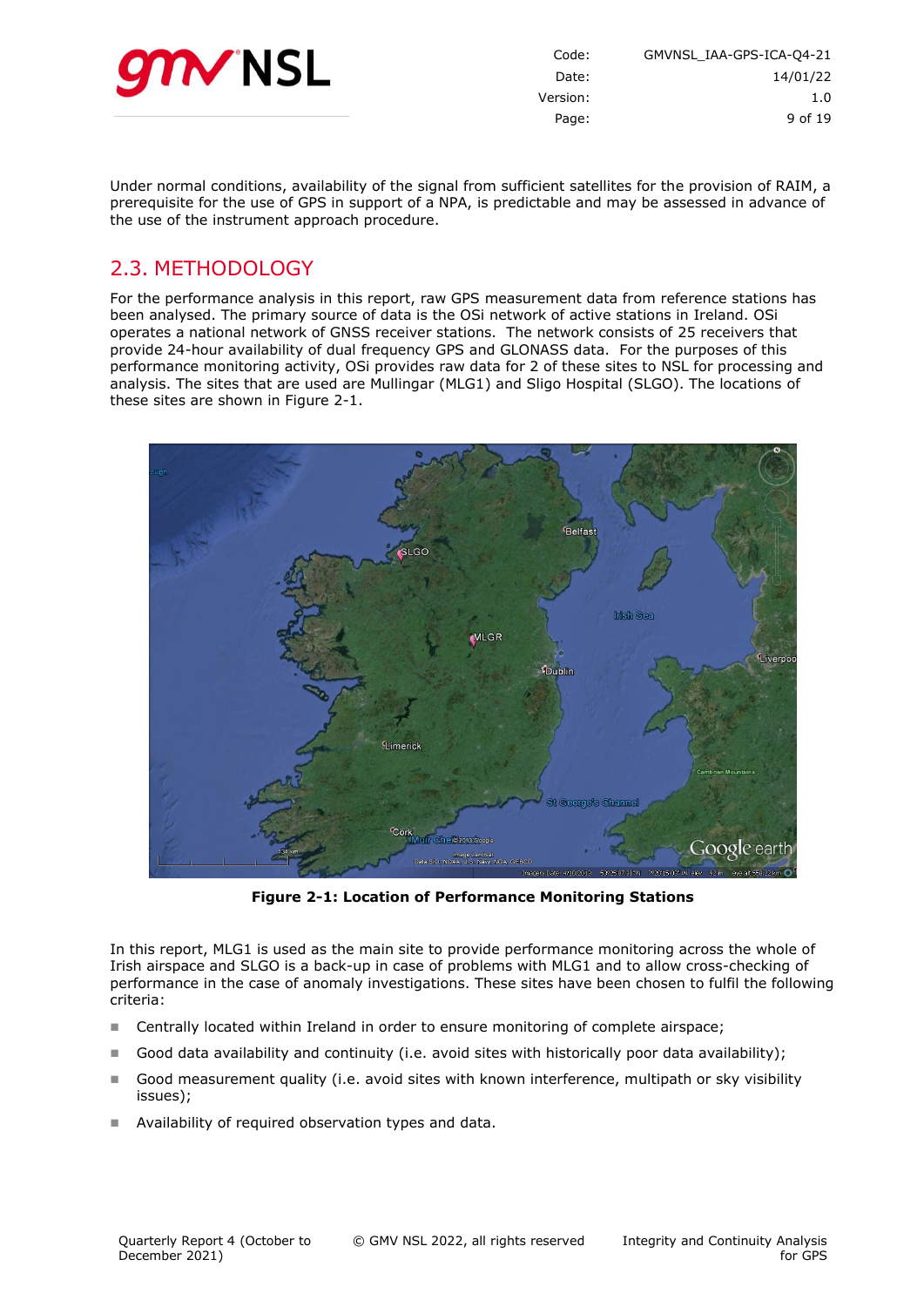Under normal conditions, availability of the signal from sufficient satellites for the provision of RAIM, a prerequisite for the use of GPS in support of a NPA, is predictable and may be assessed in advance of the use of the instrument approach procedure.

## 2.3. METHODOLOGY

For the performance analysis in this report, raw GPS measurement data from reference stations has been analysed. The primary source of data is the OSi network of active stations in Ireland. OSi operates a national network of GNSS receiver stations. The network consists of 25 receivers that provide 24-hour availability of dual frequency GPS and GLONASS data. For the purposes of this performance monitoring activity, OSi provides raw data for 2 of these sites to NSL for processing and analysis. The sites that are used are Mullingar (MLG1) and Sligo Hospital (SLGO). The locations of these sites are shown in Figure 2-1.

**Figure 2-1: Location of Performance Monitoring Stations**

In this report, MLG1 is used as the main site to provide performance monitoring across the whole of Irish airspace and SLGO is a back-up in case of problems with MLG1 and to allow cross-checking of performance in the case of anomaly investigations. These sites have been chosen to fulfil the following criteria:

- Centrally located within Ireland in order to ensure monitoring of complete airspace;
- Good data availability and continuity (i.e. avoid sites with historically poor data availability);
- Good measurement quality (i.e. avoid sites with known interference, multipath or sky visibility issues);
- Availability of required observation types and data.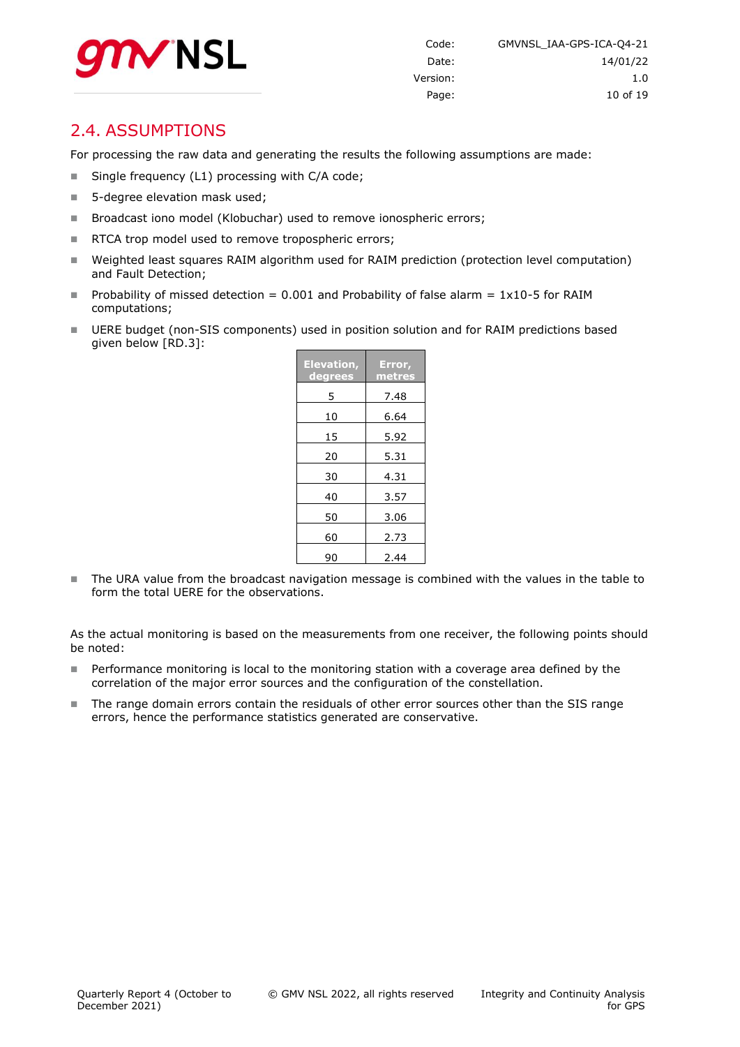## 2.4. ASSUMPTIONS

For processing the raw data and generating the results the following assumptions are made:

- Single frequency (L1) processing with C/A code;
- 5-degree elevation mask used;
- Broadcast iono model (Klobuchar) used to remove ionospheric errors;
- RTCA trop model used to remove tropospheric errors;
- Weighted least squares RAIM algorithm used for RAIM prediction (protection level computation) and Fault Detection;
- Probability of missed detection = 0.001 and Probability of false alarm = 1x10-5 for RAIM computations;
- UERE budget (non-SIS components) used in position solution and for RAIM predictions based given below [RD.3]:

| Elevation, degrees | Error, metres |
|---|---|
| 5 | 7.48 |
| 10 | 6.64 |
| 15 | 5.92 |
| 20 | 5.31 |
| 30 | 4.31 |
| 40 | 3.57 |
| 50 | 3.06 |
| 60 | 2.73 |
| 90 | 2.44 |

- The URA value from the broadcast navigation message is combined with the values in the table to form the total UERE for the observations.

As the actual monitoring is based on the measurements from one receiver, the following points should be noted:

- Performance monitoring is local to the monitoring station with a coverage area defined by the correlation of the major error sources and the configuration of the constellation.
- The range domain errors contain the residuals of other error sources other than the SIS range errors, hence the performance statistics generated are conservative.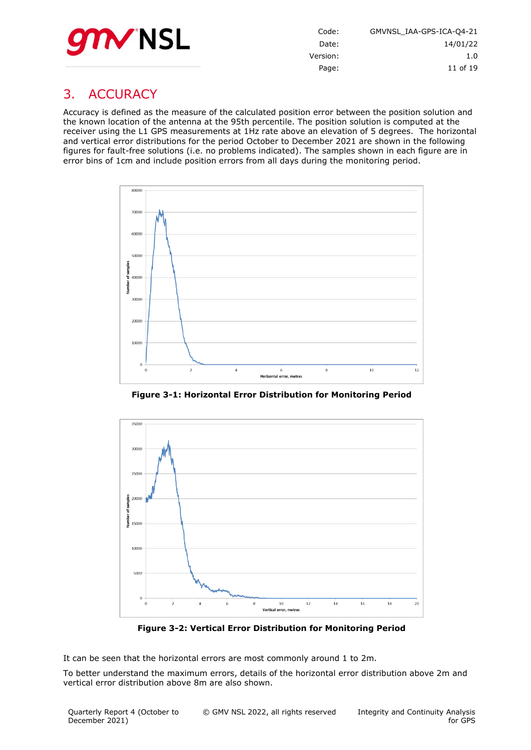# 3. ACCURACY

Accuracy is defined as the measure of the calculated position error between the position solution and the known location of the antenna at the 95th percentile. The position solution is computed at the receiver using the L1 GPS measurements at 1Hz rate above an elevation of 5 degrees. The horizontal and vertical error distributions for the period October to December 2021 are shown in the following figures for fault-free solutions (i.e. no problems indicated). The samples shown in each figure are in error bins of 1cm and include position errors from all days during the monitoring period.

**Figure 3-1: Horizontal Error Distribution for Monitoring Period**

**Figure 3-2: Vertical Error Distribution for Monitoring Period**

It can be seen that the horizontal errors are most commonly around 1 to 2m.

To better understand the maximum errors, details of the horizontal error distribution above 2m and vertical error distribution above 8m are also shown.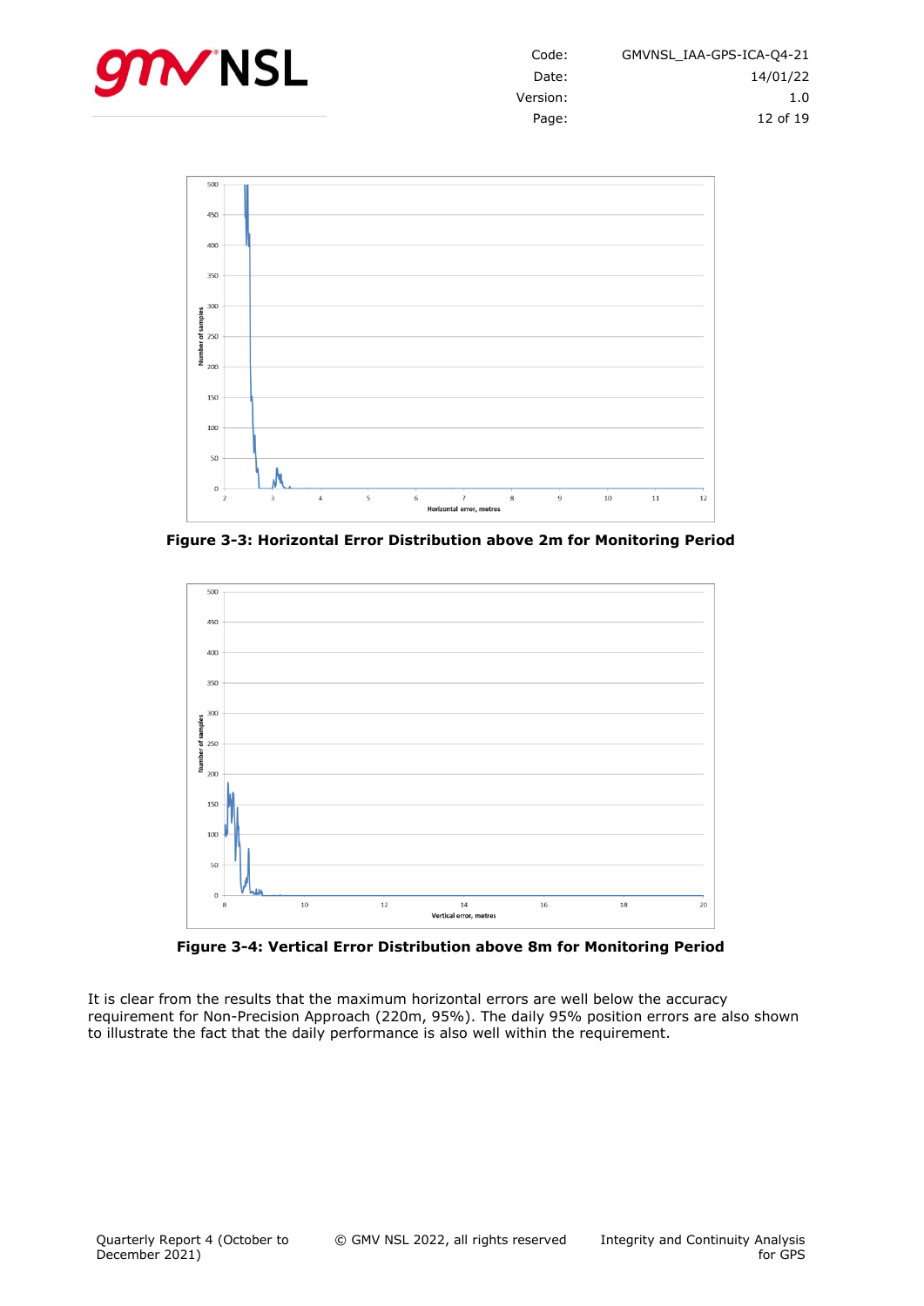**Figure 3-3: Horizontal Error Distribution above 2m for Monitoring Period**

**Figure 3-4: Vertical Error Distribution above 8m for Monitoring Period**

It is clear from the results that the maximum horizontal errors are well below the accuracy requirement for Non-Precision Approach (220m, 95%). The daily 95% position errors are also shown to illustrate the fact that the daily performance is also well within the requirement.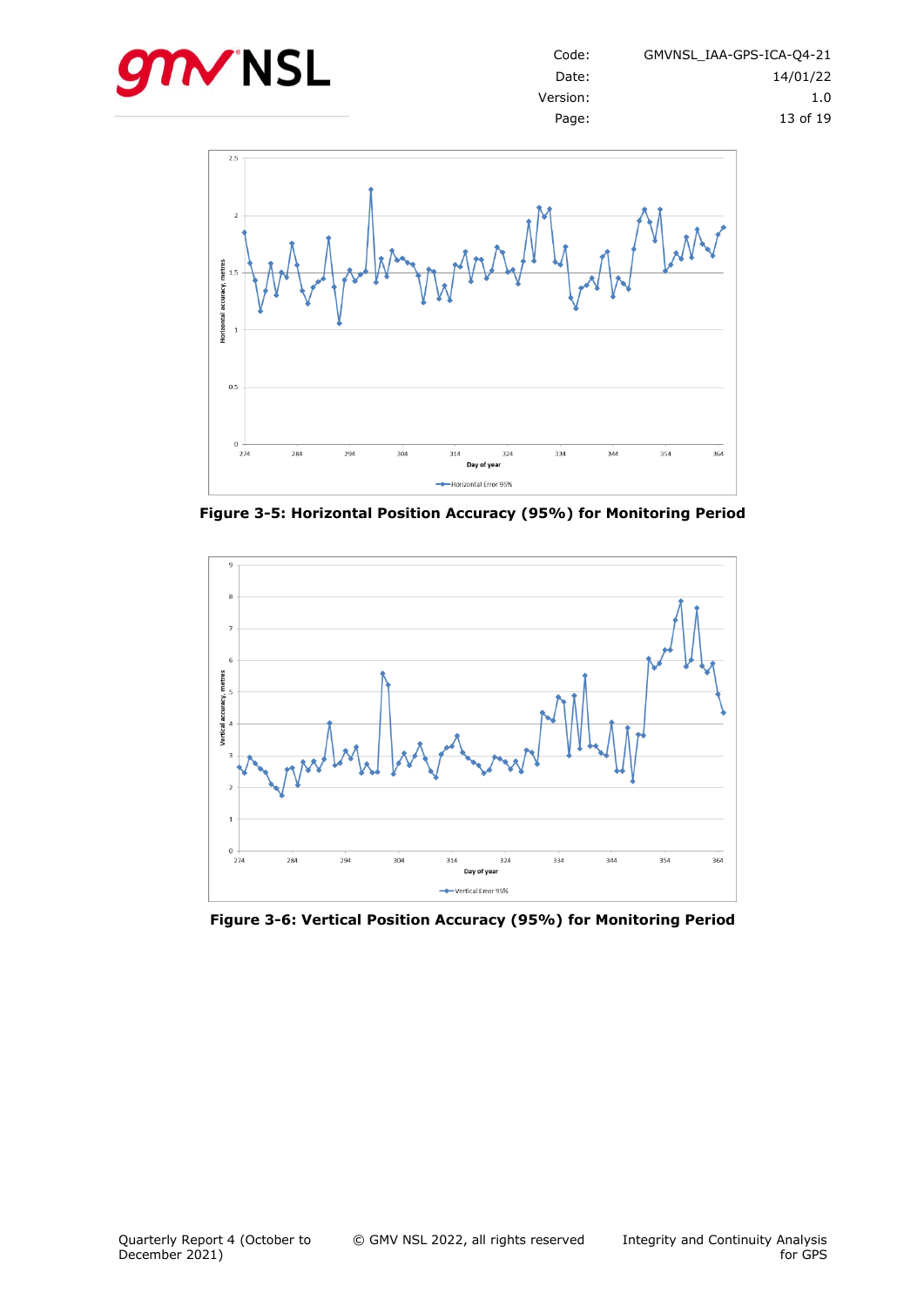**Figure 3-5: Horizontal Position Accuracy (95%) for Monitoring Period**

**Figure 3-6: Vertical Position Accuracy (95%) for Monitoring Period**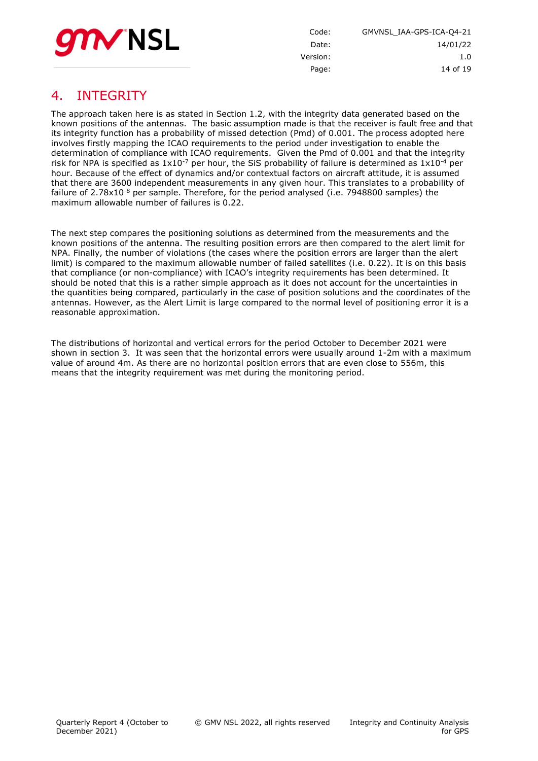# 4. INTEGRITY

The approach taken here is as stated in Section 1.2, with the integrity data generated based on the known positions of the antennas. The basic assumption made is that the receiver is fault free and that its integrity function has a probability of missed detection (Pmd) of 0.001. The process adopted here involves firstly mapping the ICAO requirements to the period under investigation to enable the determination of compliance with ICAO requirements. Given the Pmd of 0.001 and that the integrity risk for NPA is specified as $1x10^{-7}$ per hour, the SiS probability of failure is determined as $1x10^{-4}$ per hour. Because of the effect of dynamics and/or contextual factors on aircraft attitude, it is assumed that there are 3600 independent measurements in any given hour. This translates to a probability of failure of $2.78x10^{-8}$ per sample. Therefore, for the period analysed (i.e. 7948800 samples) the maximum allowable number of failures is 0.22.

The next step compares the positioning solutions as determined from the measurements and the known positions of the antenna. The resulting position errors are then compared to the alert limit for NPA. Finally, the number of violations (the cases where the position errors are larger than the alert limit) is compared to the maximum allowable number of failed satellites (i.e. 0.22). It is on this basis that compliance (or non-compliance) with ICAO's integrity requirements has been determined. It should be noted that this is a rather simple approach as it does not account for the uncertainties in the quantities being compared, particularly in the case of position solutions and the coordinates of the antennas. However, as the Alert Limit is large compared to the normal level of positioning error it is a reasonable approximation.

The distributions of horizontal and vertical errors for the period October to December 2021 were shown in section 3. It was seen that the horizontal errors were usually around 1-2m with a maximum value of around 4m. As there are no horizontal position errors that are even close to 556m, this means that the integrity requirement was met during the monitoring period.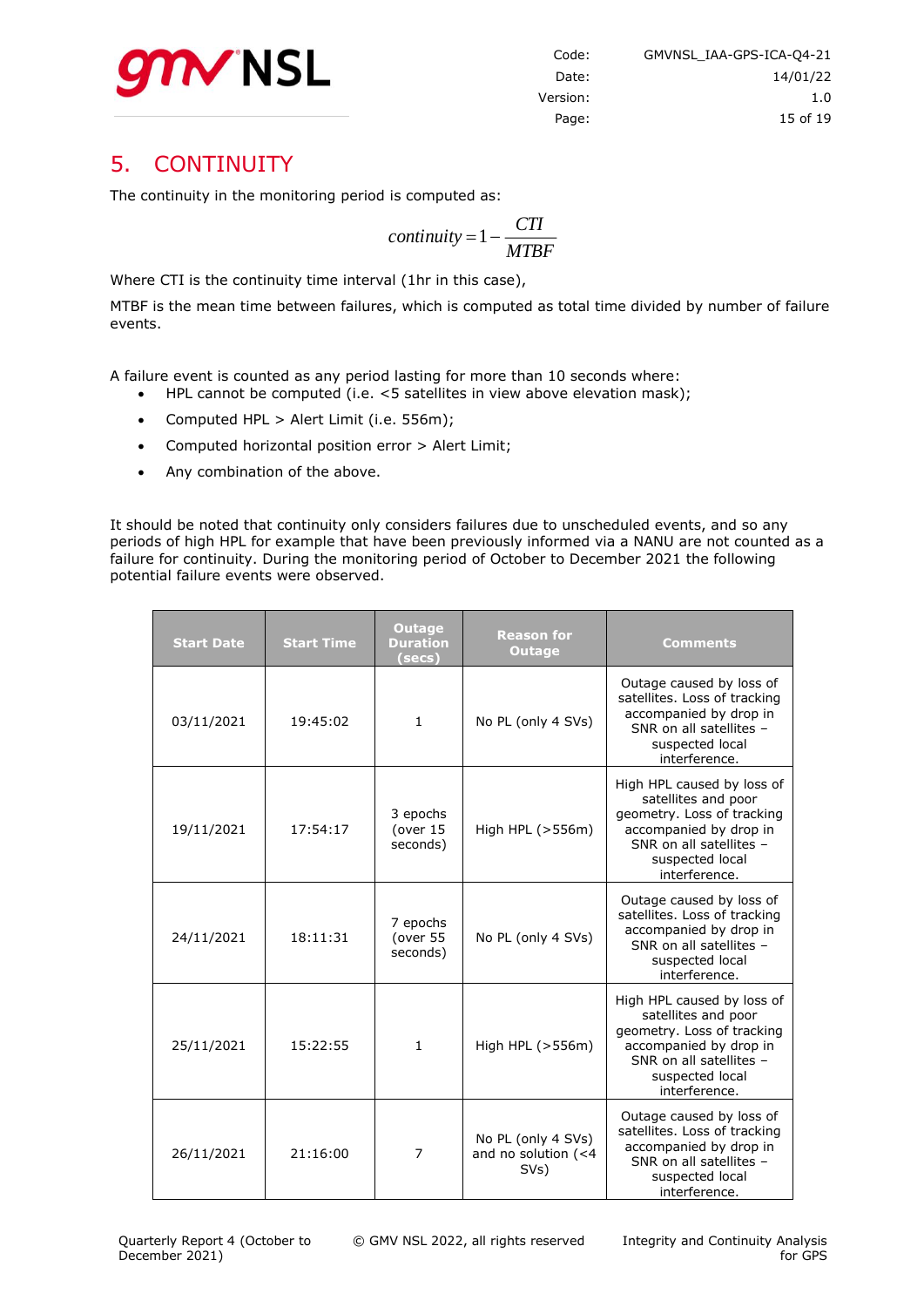# 5. CONTINUITY

The continuity in the monitoring period is computed as:

$$continuity = 1 - \frac{CTI}{MTBF}$$

Where CTI is the continuity time interval (1hr in this case),

MTBF is the mean time between failures, which is computed as total time divided by number of failure events.

A failure event is counted as any period lasting for more than 10 seconds where:

- HPL cannot be computed (i.e. <5 satellites in view above elevation mask);
- Computed HPL > Alert Limit (i.e. 556m);
- Computed horizontal position error > Alert Limit;
- Any combination of the above.

It should be noted that continuity only considers failures due to unscheduled events, and so any periods of high HPL for example that have been previously informed via a NANU are not counted as a failure for continuity. During the monitoring period of October to December 2021 the following potential failure events were observed.

| Start Date | Start Time | Outage Duration (secs) | Reason for Outage | Comments |
|---|---|---|---|---|
| 03/11/2021 | 19:45:02 | 1 | No PL (only 4 SVs) | Outage caused by loss of satellites. Loss of tracking accompanied by drop in SNR on all satellites – suspected local interference. |
| 19/11/2021 | 17:54:17 | 3 epochs (over 15 seconds) | High HPL (>556m) | High HPL caused by loss of satellites and poor geometry. Loss of tracking accompanied by drop in SNR on all satellites – suspected local interference. |
| 24/11/2021 | 18:11:31 | 7 epochs (over 55 seconds) | No PL (only 4 SVs) | Outage caused by loss of satellites. Loss of tracking accompanied by drop in SNR on all satellites – suspected local interference. |
| 25/11/2021 | 15:22:55 | 1 | High HPL (>556m) | High HPL caused by loss of satellites and poor geometry. Loss of tracking accompanied by drop in SNR on all satellites – suspected local interference. |
| 26/11/2021 | 21:16:00 | 7 | No PL (only 4 SVs) and no solution (<4 SVs) | Outage caused by loss of satellites. Loss of tracking accompanied by drop in SNR on all satellites – suspected local interference. |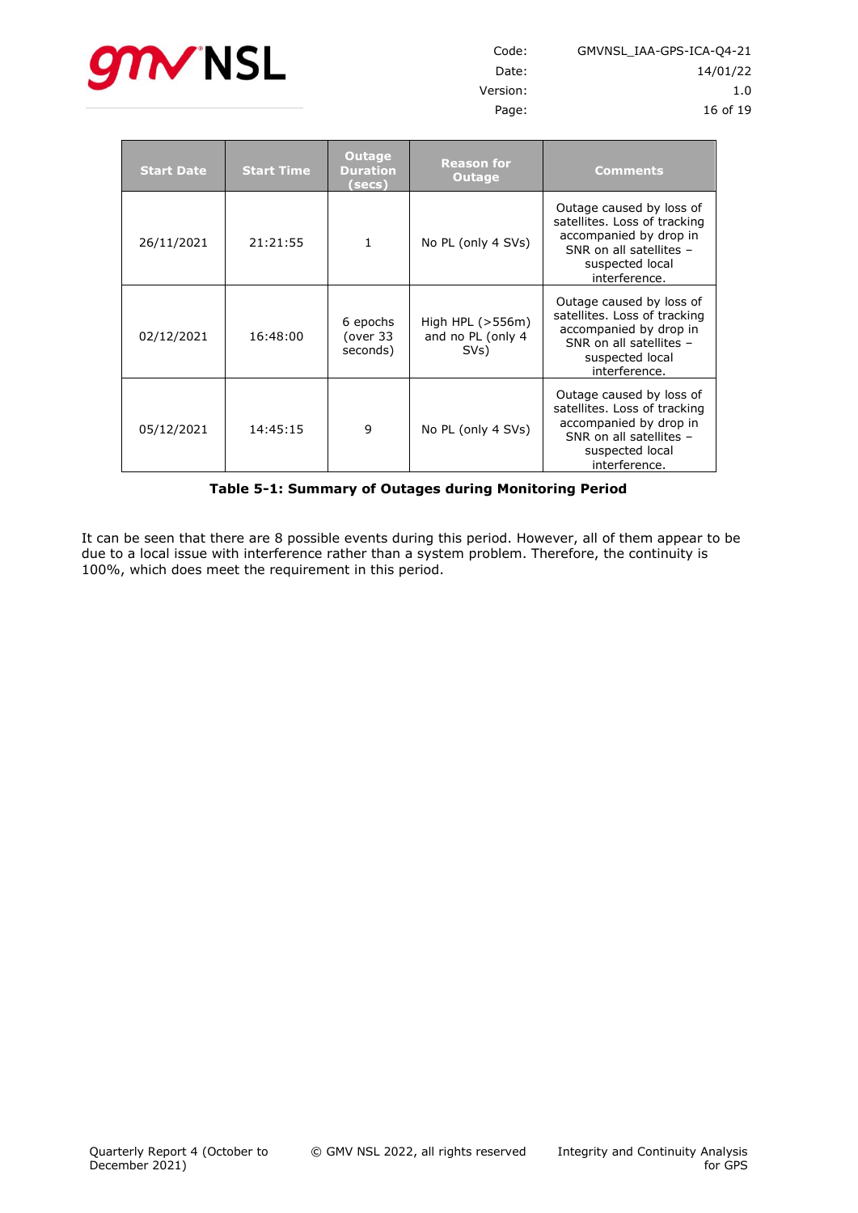| Start Date | Start Time | Outage Duration (secs) | Reason for Outage | Comments |
|---|---|---|---|---|
| 26/11/2021 | 21:21:55 | 1 | No PL (only 4 SVs) | Outage caused by loss of satellites. Loss of tracking accompanied by drop in SNR on all satellites – suspected local interference. |
| 02/12/2021 | 16:48:00 | 6 epochs (over 33 seconds) | High HPL (>556m) and no PL (only 4 SVs) | Outage caused by loss of satellites. Loss of tracking accompanied by drop in SNR on all satellites – suspected local interference. |
| 05/12/2021 | 14:45:15 | 9 | No PL (only 4 SVs) | Outage caused by loss of satellites. Loss of tracking accompanied by drop in SNR on all satellites – suspected local interference. |

**Table 5-1: Summary of Outages during Monitoring Period**

It can be seen that there are 8 possible events during this period. However, all of them appear to be due to a local issue with interference rather than a system problem. Therefore, the continuity is 100%, which does meet the requirement in this period.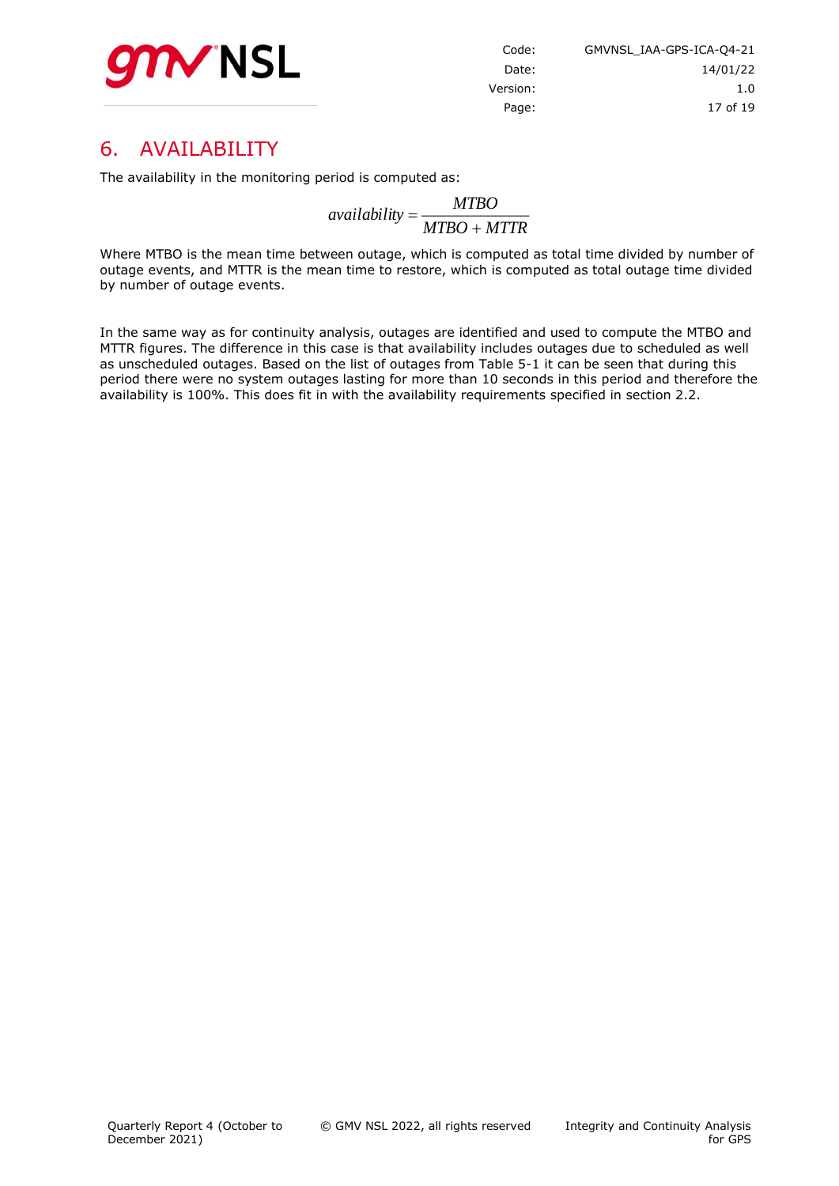# 6. AVAILABILITY

The availability in the monitoring period is computed as:

$$availability = \frac{MTBO}{MTBO + MTTR}$$

Where MTBO is the mean time between outage, which is computed as total time divided by number of outage events, and MTTR is the mean time to restore, which is computed as total outage time divided by number of outage events.

In the same way as for continuity analysis, outages are identified and used to compute the MTBO and MTTR figures. The difference in this case is that availability includes outages due to scheduled as well as unscheduled outages. Based on the list of outages from Table 5-1 it can be seen that during this period there were no system outages lasting for more than 10 seconds in this period and therefore the availability is 100%. This does fit in with the availability requirements specified in section 2.2.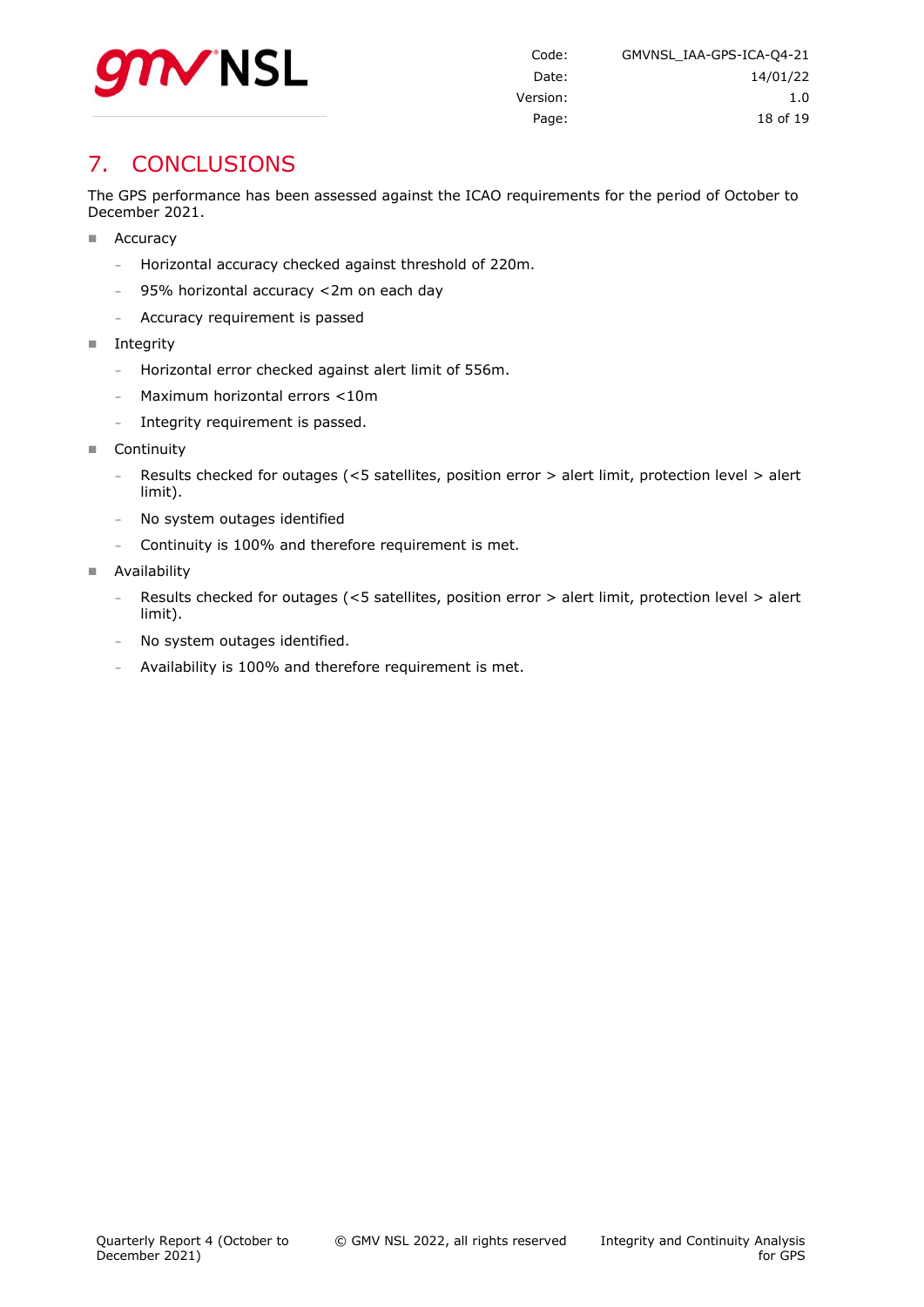# 7. CONCLUSIONS

The GPS performance has been assessed against the ICAO requirements for the period of October to December 2021.

- Accuracy
  - Horizontal accuracy checked against threshold of 220m.
  - 95% horizontal accuracy <2m on each day
  - Accuracy requirement is passed
- Integrity
  - Horizontal error checked against alert limit of 556m.
  - Maximum horizontal errors <10m
  - Integrity requirement is passed.
- Continuity
  - Results checked for outages (<5 satellites, position error > alert limit, protection level > alert limit).
  - No system outages identified
  - Continuity is 100% and therefore requirement is met.
- Availability
  - Results checked for outages (<5 satellites, position error > alert limit, protection level > alert limit).
  - No system outages identified.
  - Availability is 100% and therefore requirement is met.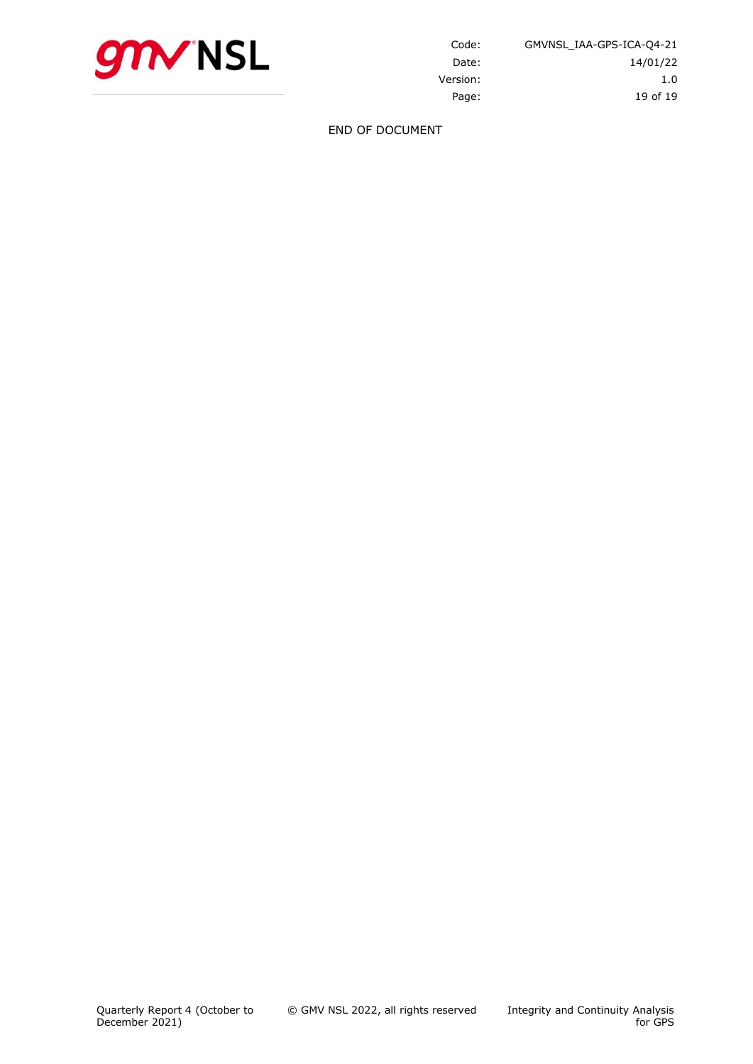END OF DOCUMENT